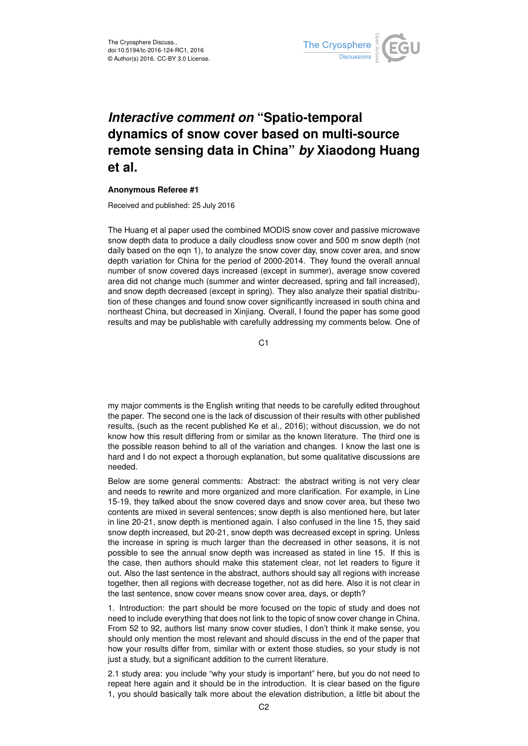# *Interactive comment on* "Spatio-temporal dynamics of snow cover based on multi-source remote sensing data in China" *by* Xiaodong Huang et al.

**Anonymous Referee #1**

Received and published: 25 July 2016

The Huang et al paper used the combined MODIS snow cover and passive microwave snow depth data to produce a daily cloudless snow cover and 500 m snow depth (not daily based on the eqn 1), to analyze the snow cover day, snow cover area, and snow depth variation for China for the period of 2000-2014. They found the overall annual number of snow covered days increased (except in summer), average snow covered area did not change much (summer and winter decreased, spring and fall increased), and snow depth decreased (except in spring). They also analyze their spatial distribution of these changes and found snow cover significantly increased in south china and northeast China, but decreased in Xinjiang. Overall, I found the paper has some good results and may be publishable with carefully addressing my comments below. One of my major comments is the English writing that needs to be carefully edited throughout the paper. The second one is the lack of discussion of their results with other published results, (such as the recent published Ke et al., 2016); without discussion, we do not know how this result differing from or similar as the known literature. The third one is the possible reason behind to all of the variation and changes. I know the last one is hard and I do not expect a thorough explanation, but some qualitative discussions are needed.

Below are some general comments: Abstract: the abstract writing is not very clear and needs to rewrite and more organized and more clarification. For example, in Line 15-19, they talked about the snow covered days and snow cover area, but these two contents are mixed in several sentences; snow depth is also mentioned here, but later in line 20-21, snow depth is mentioned again. I also confused in the line 15, they said snow depth increased, but 20-21, snow depth was decreased except in spring. Unless the increase in spring is much larger than the decreased in other seasons, it is not possible to see the annual snow depth was increased as stated in line 15. If this is the case, then authors should make this statement clear, not let readers to figure it out. Also the last sentence in the abstract, authors should say all regions with increase together, then all regions with decrease together, not as did here. Also it is not clear in the last sentence, snow cover means snow cover area, days, or depth?

1. Introduction: the part should be more focused on the topic of study and does not need to include everything that does not link to the topic of snow cover change in China. From 52 to 92, authors list many snow cover studies, I don't think it make sense, you should only mention the most relevant and should discuss in the end of the paper that how your results differ from, similar with or extent those studies, so your study is not just a study, but a significant addition to the current literature.

2.1 study area: you include "why your study is important" here, but you do not need to repeat here again and it should be in the introduction. It is clear based on the figure 1, you should basically talk more about the elevation distribution, a little bit about the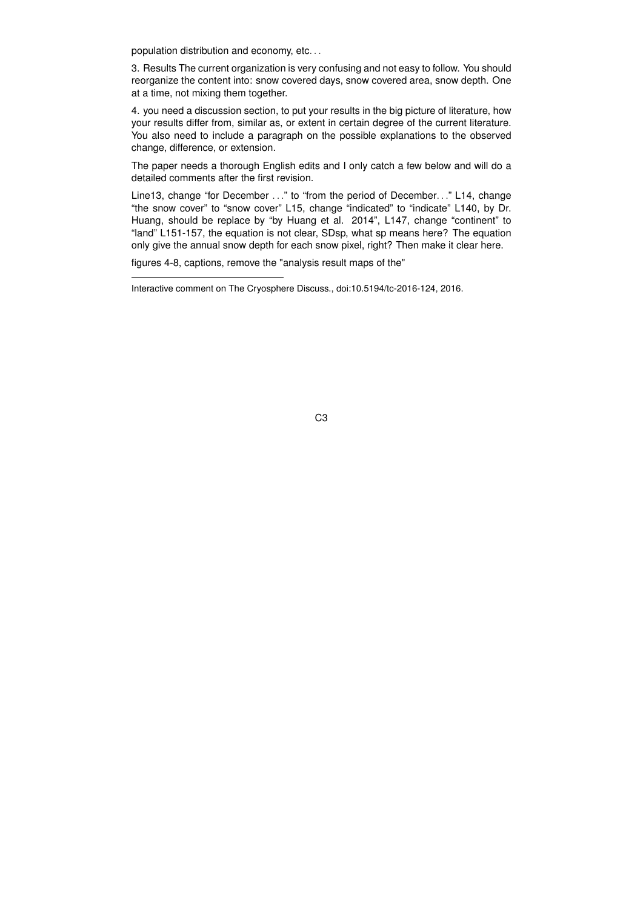population distribution and economy, etc. . .

3. Results The current organization is very confusing and not easy to follow. You should reorganize the content into: snow covered days, snow covered area, snow depth. One at a time, not mixing them together.

4. you need a discussion section, to put your results in the big picture of literature, how your results differ from, similar as, or extent in certain degree of the current literature. You also need to include a paragraph on the possible explanations to the observed change, difference, or extension.

The paper needs a thorough English edits and I only catch a few below and will do a detailed comments after the first revision.

Line13, change "for December . . ." to "from the period of December. . ." L14, change "the snow cover" to "snow cover" L15, change "indicated" to "indicate" L140, by Dr. Huang, should be replace by "by Huang et al. 2014", L147, change "continent" to "land" L151-157, the equation is not clear, SDsp, what sp means here? The equation only give the annual snow depth for each snow pixel, right? Then make it clear here.

figures 4-8, captions, remove the "analysis result maps of the"

---

Interactive comment on The Cryosphere Discuss., doi:10.5194/tc-2016-124, 2016.